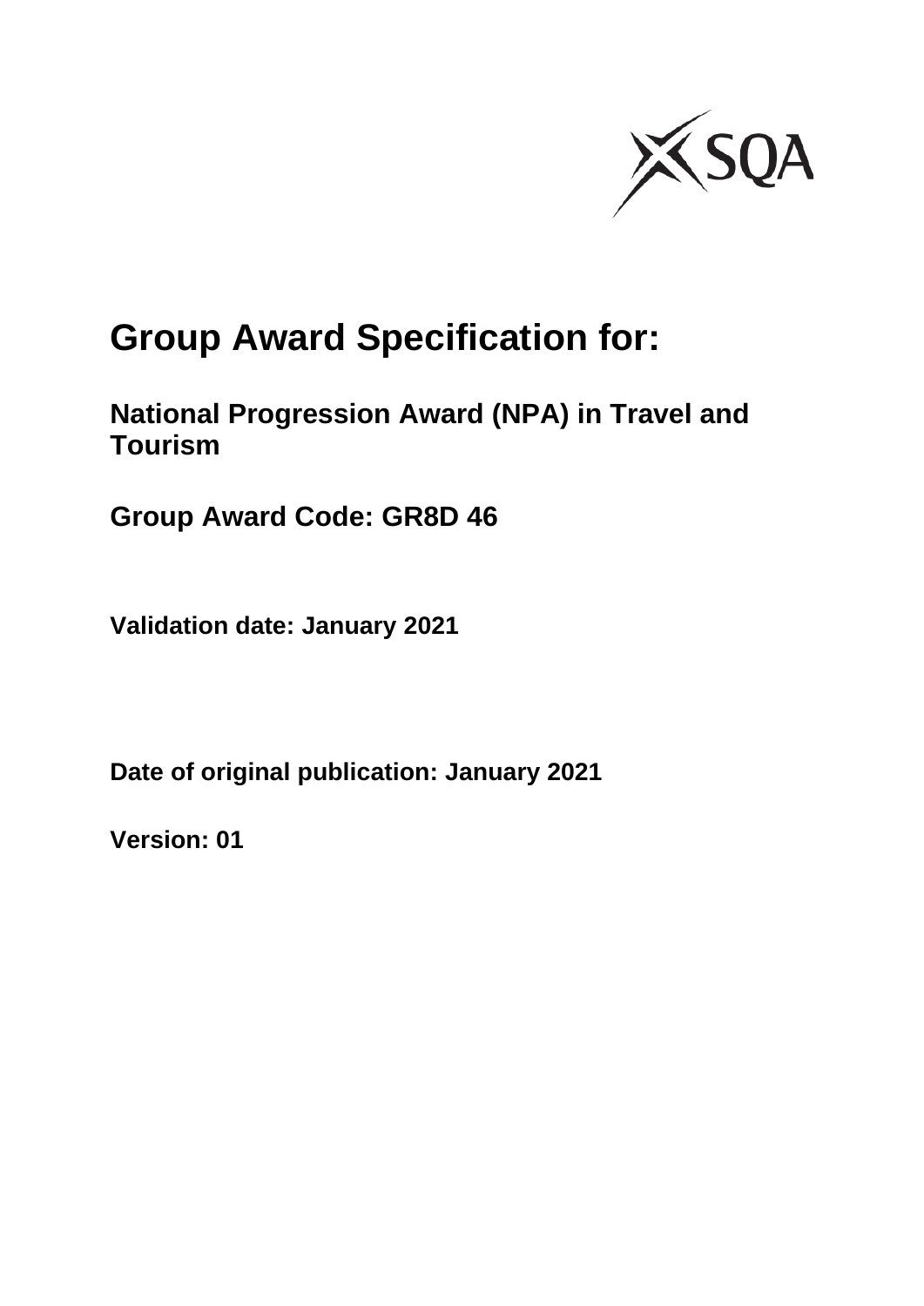# Group Award Specification for:

## National Progression Award (NPA) in Travel and Tourism

## Group Award Code: GR8D 46

**Validation date: January 2021**

**Date of original publication: January 2021**

**Version: 01**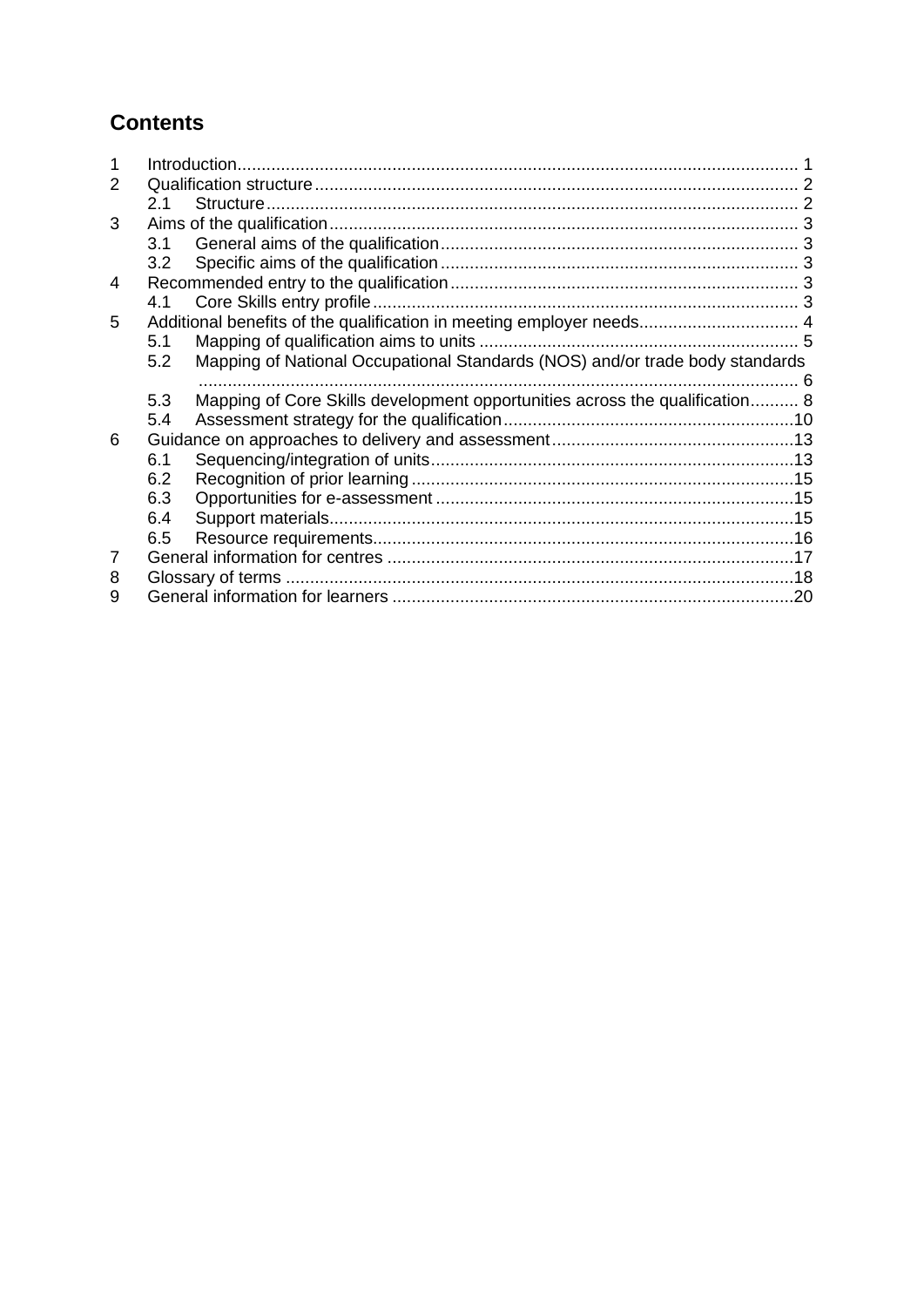# Contents

1 Introduction ........................................................................................................ 1
2 Qualification structure ........................................................................................ 2
  2.1 Structure ....................................................................................................... 2
3 Aims of the qualification ..................................................................................... 3
  3.1 General aims of the qualification ................................................................... 3
  3.2 Specific aims of the qualification ................................................................... 3
4 Recommended entry to the qualification ............................................................ 3
  4.1 Core Skills entry profile .................................................................................. 3
5 Additional benefits of the qualification in meeting employer needs .................... 4
  5.1 Mapping of qualification aims to units ........................................................... 5
  5.2 Mapping of National Occupational Standards (NOS) and/or trade body standards ........................................................................................................... 6
  5.3 Mapping of Core Skills development opportunities across the qualification .......... 8
  5.4 Assessment strategy for the qualification ..................................................... 10
6 Guidance on approaches to delivery and assessment ........................................ 13
  6.1 Sequencing/integration of units .................................................................... 13
  6.2 Recognition of prior learning ........................................................................ 15
  6.3 Opportunities for e-assessment .................................................................... 15
  6.4 Support materials .......................................................................................... 15
  6.5 Resource requirements .................................................................................. 16
7 General information for centres ........................................................................ 17
8 Glossary of terms .............................................................................................. 18
9 General information for learners ........................................................................ 20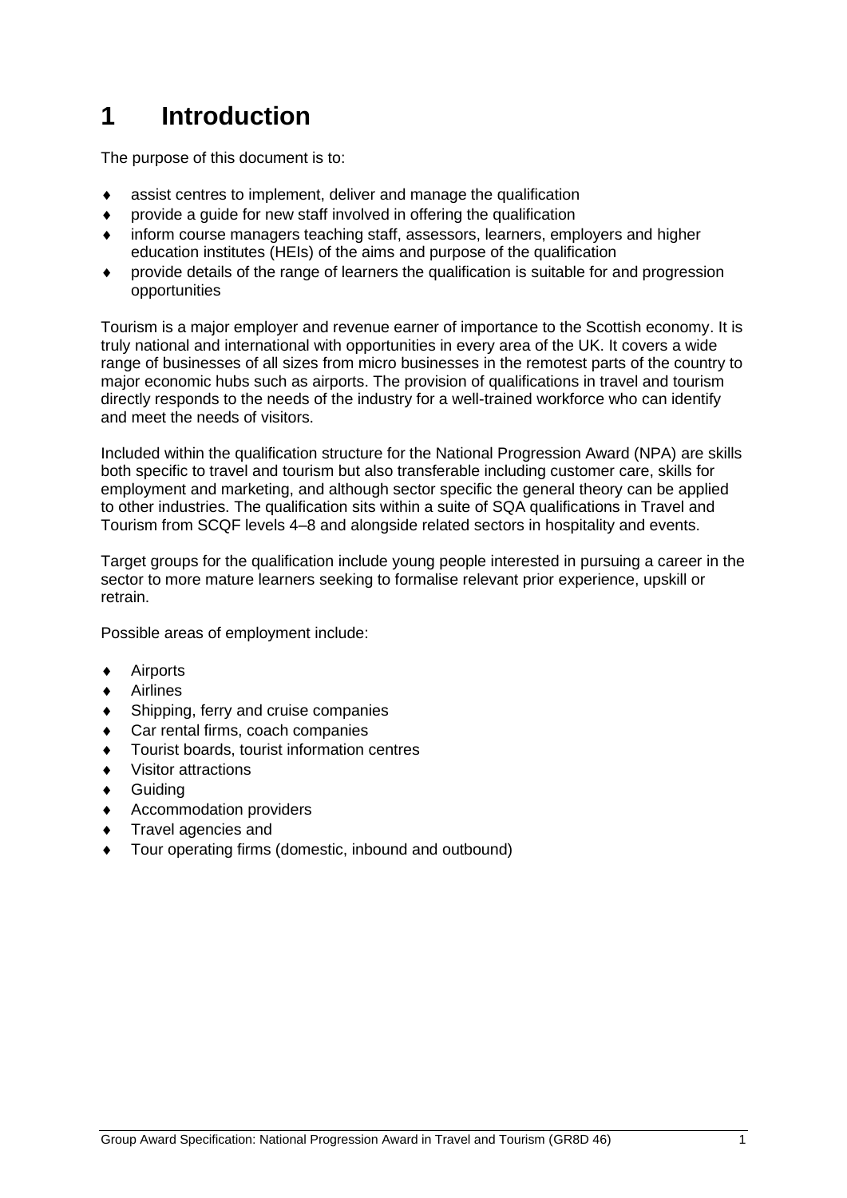# 1 Introduction

The purpose of this document is to:

- assist centres to implement, deliver and manage the qualification
- provide a guide for new staff involved in offering the qualification
- inform course managers teaching staff, assessors, learners, employers and higher education institutes (HEIs) of the aims and purpose of the qualification
- provide details of the range of learners the qualification is suitable for and progression opportunities

Tourism is a major employer and revenue earner of importance to the Scottish economy. It is truly national and international with opportunities in every area of the UK. It covers a wide range of businesses of all sizes from micro businesses in the remotest parts of the country to major economic hubs such as airports. The provision of qualifications in travel and tourism directly responds to the needs of the industry for a well-trained workforce who can identify and meet the needs of visitors.

Included within the qualification structure for the National Progression Award (NPA) are skills both specific to travel and tourism but also transferable including customer care, skills for employment and marketing, and although sector specific the general theory can be applied to other industries. The qualification sits within a suite of SQA qualifications in Travel and Tourism from SCQF levels 4–8 and alongside related sectors in hospitality and events.

Target groups for the qualification include young people interested in pursuing a career in the sector to more mature learners seeking to formalise relevant prior experience, upskill or retrain.

Possible areas of employment include:

- Airports
- Airlines
- Shipping, ferry and cruise companies
- Car rental firms, coach companies
- Tourist boards, tourist information centres
- Visitor attractions
- Guiding
- Accommodation providers
- Travel agencies and
- Tour operating firms (domestic, inbound and outbound)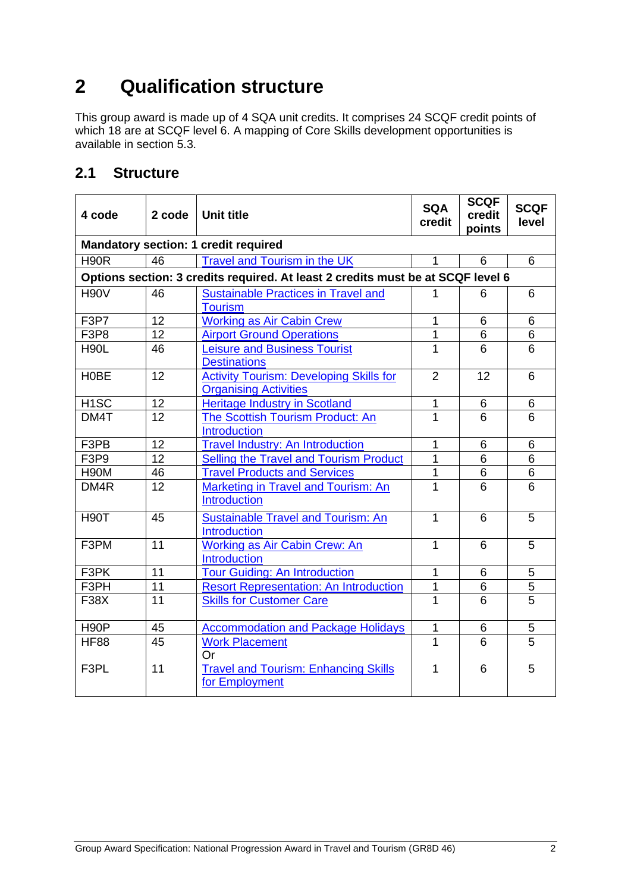# 2 Qualification structure

This group award is made up of 4 SQA unit credits. It comprises 24 SCQF credit points of which 18 are at SCQF level 6. A mapping of Core Skills development opportunities is available in section 5.3.

## 2.1 Structure

| 4 code | 2 code | Unit title | SQA credit | SCQF credit points | SCQF level |
|---|---|---|---|---|---|
| **Mandatory section: 1 credit required** | | | | | |
| H90R | 46 | Travel and Tourism in the UK | 1 | 6 | 6 |
| **Options section: 3 credits required. At least 2 credits must be at SCQF level 6** | | | | | |
| H90V | 46 | Sustainable Practices in Travel and Tourism | 1 | 6 | 6 |
| F3P7 | 12 | Working as Air Cabin Crew | 1 | 6 | 6 |
| F3P8 | 12 | Airport Ground Operations | 1 | 6 | 6 |
| H90L | 46 | Leisure and Business Tourist Destinations | 1 | 6 | 6 |
| H0BE | 12 | Activity Tourism: Developing Skills for Organising Activities | 2 | 12 | 6 |
| H1SC | 12 | Heritage Industry in Scotland | 1 | 6 | 6 |
| DM4T | 12 | The Scottish Tourism Product: An Introduction | 1 | 6 | 6 |
| F3PB | 12 | Travel Industry: An Introduction | 1 | 6 | 6 |
| F3P9 | 12 | Selling the Travel and Tourism Product | 1 | 6 | 6 |
| H90M | 46 | Travel Products and Services | 1 | 6 | 6 |
| DM4R | 12 | Marketing in Travel and Tourism: An Introduction | 1 | 6 | 6 |
| H90T | 45 | Sustainable Travel and Tourism: An Introduction | 1 | 6 | 5 |
| F3PM | 11 | Working as Air Cabin Crew: An Introduction | 1 | 6 | 5 |
| F3PK | 11 | Tour Guiding: An Introduction | 1 | 6 | 5 |
| F3PH | 11 | Resort Representation: An Introduction | 1 | 6 | 5 |
| F38X | 11 | Skills for Customer Care | 1 | 6 | 5 |
| H90P | 45 | Accommodation and Package Holidays | 1 | 6 | 5 |
| HF88 | 45 | Work Placement | 1 | 6 | 5 |
| | | Or | | | |
| F3PL | 11 | Travel and Tourism: Enhancing Skills for Employment | 1 | 6 | 5 |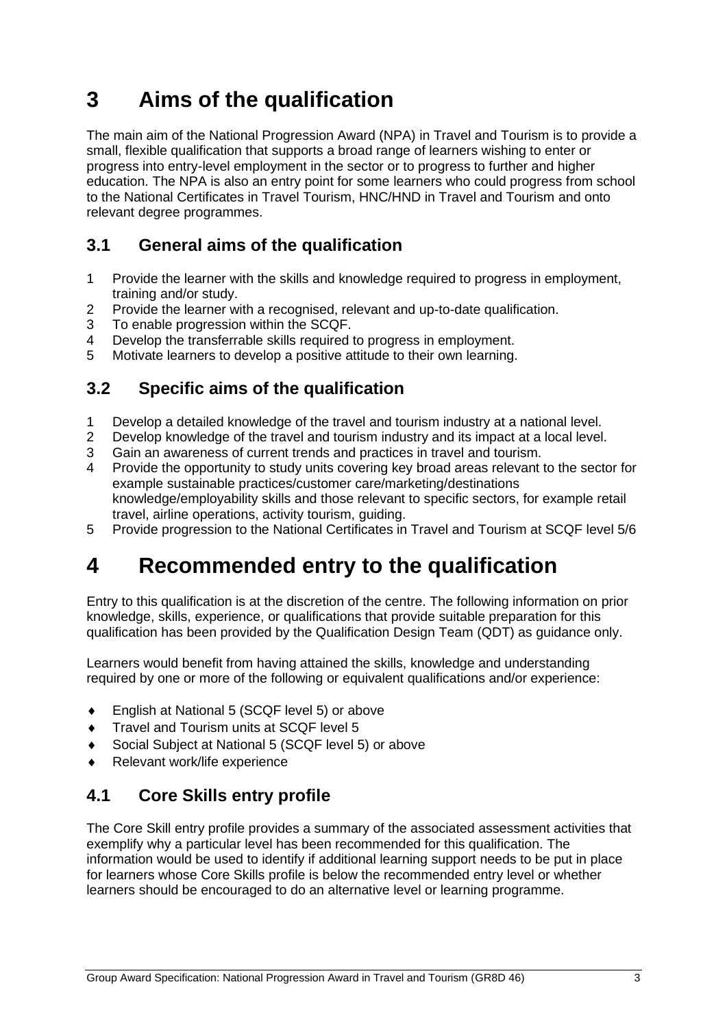# 3 Aims of the qualification

The main aim of the National Progression Award (NPA) in Travel and Tourism is to provide a small, flexible qualification that supports a broad range of learners wishing to enter or progress into entry-level employment in the sector or to progress to further and higher education. The NPA is also an entry point for some learners who could progress from school to the National Certificates in Travel Tourism, HNC/HND in Travel and Tourism and onto relevant degree programmes.

## 3.1 General aims of the qualification

1. Provide the learner with the skills and knowledge required to progress in employment, training and/or study.
2. Provide the learner with a recognised, relevant and up-to-date qualification.
3. To enable progression within the SCQF.
4. Develop the transferrable skills required to progress in employment.
5. Motivate learners to develop a positive attitude to their own learning.

## 3.2 Specific aims of the qualification

1. Develop a detailed knowledge of the travel and tourism industry at a national level.
2. Develop knowledge of the travel and tourism industry and its impact at a local level.
3. Gain an awareness of current trends and practices in travel and tourism.
4. Provide the opportunity to study units covering key broad areas relevant to the sector for example sustainable practices/customer care/marketing/destinations knowledge/employability skills and those relevant to specific sectors, for example retail travel, airline operations, activity tourism, guiding.
5. Provide progression to the National Certificates in Travel and Tourism at SCQF level 5/6

# 4 Recommended entry to the qualification

Entry to this qualification is at the discretion of the centre. The following information on prior knowledge, skills, experience, or qualifications that provide suitable preparation for this qualification has been provided by the Qualification Design Team (QDT) as guidance only.

Learners would benefit from having attained the skills, knowledge and understanding required by one or more of the following or equivalent qualifications and/or experience:

- English at National 5 (SCQF level 5) or above
- Travel and Tourism units at SCQF level 5
- Social Subject at National 5 (SCQF level 5) or above
- Relevant work/life experience

## 4.1 Core Skills entry profile

The Core Skill entry profile provides a summary of the associated assessment activities that exemplify why a particular level has been recommended for this qualification. The information would be used to identify if additional learning support needs to be put in place for learners whose Core Skills profile is below the recommended entry level or whether learners should be encouraged to do an alternative level or learning programme.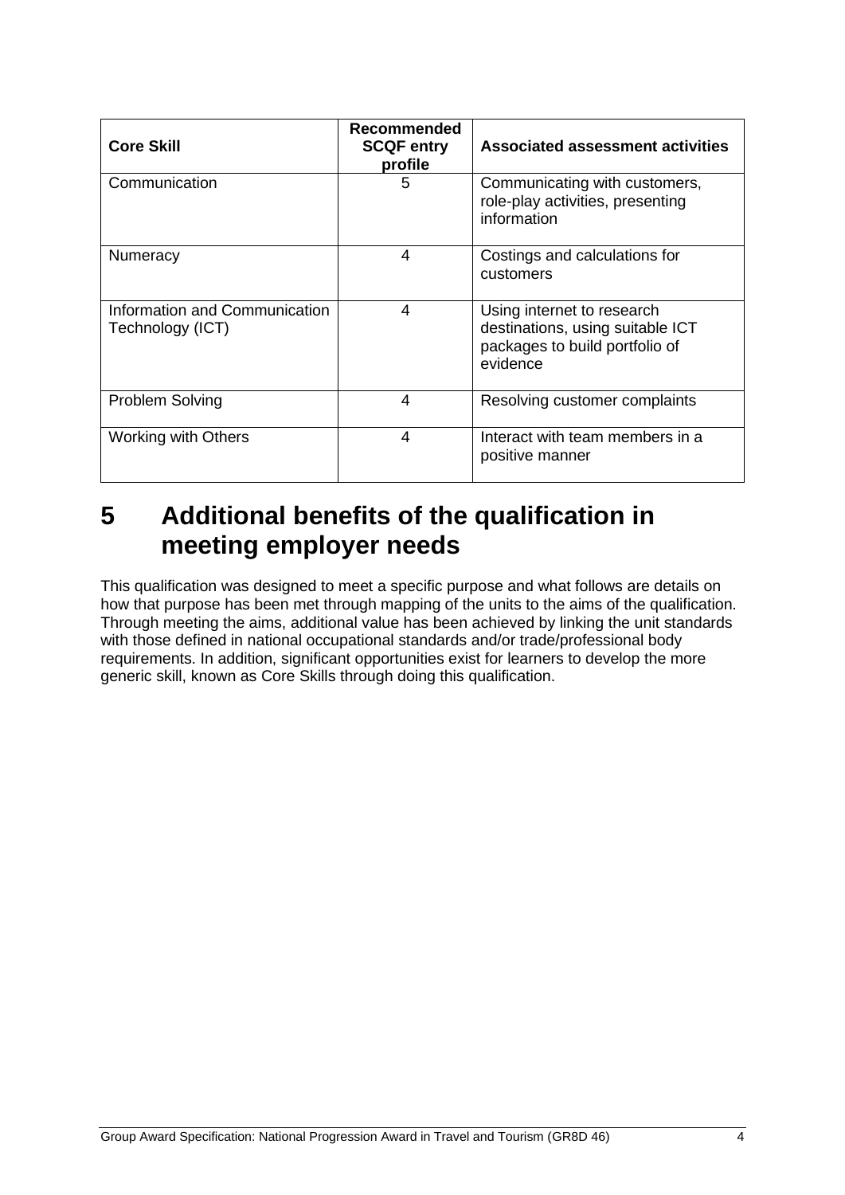| Core Skill | Recommended SCQF entry profile | Associated assessment activities |
|---|---|---|
| Communication | 5 | Communicating with customers, role-play activities, presenting information |
| Numeracy | 4 | Costings and calculations for customers |
| Information and Communication Technology (ICT) | 4 | Using internet to research destinations, using suitable ICT packages to build portfolio of evidence |
| Problem Solving | 4 | Resolving customer complaints |
| Working with Others | 4 | Interact with team members in a positive manner |

# 5 Additional benefits of the qualification in meeting employer needs

This qualification was designed to meet a specific purpose and what follows are details on how that purpose has been met through mapping of the units to the aims of the qualification. Through meeting the aims, additional value has been achieved by linking the unit standards with those defined in national occupational standards and/or trade/professional body requirements. In addition, significant opportunities exist for learners to develop the more generic skill, known as Core Skills through doing this qualification.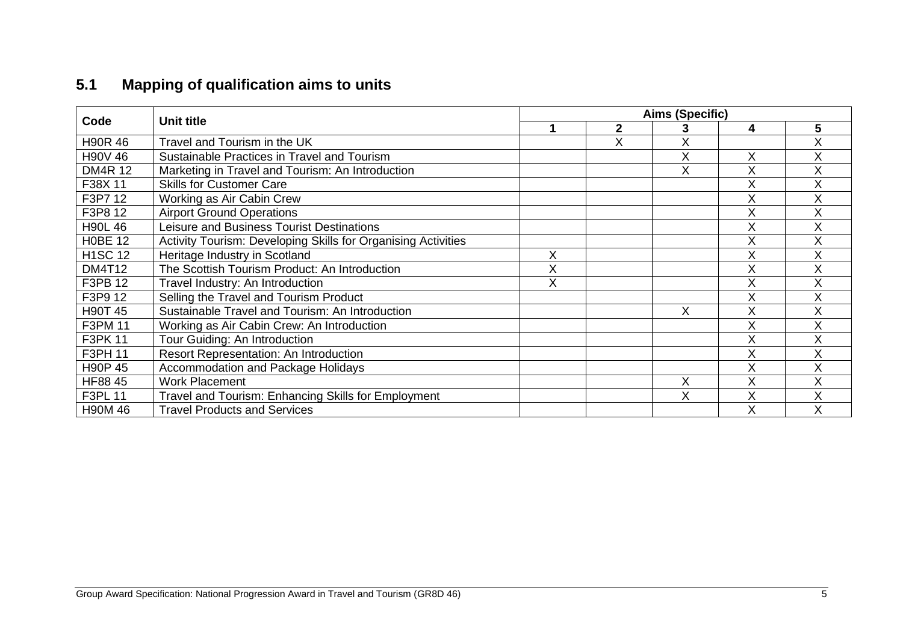## 5.1 Mapping of qualification aims to units

| Code | Unit title | Aims (Specific) | | | | |
|---|---|---|---|---|---|---|
| | | 1 | 2 | 3 | 4 | 5 |
| H90R 46 | Travel and Tourism in the UK | | X | X | | X |
| H90V 46 | Sustainable Practices in Travel and Tourism | | | X | X | X |
| DM4R 12 | Marketing in Travel and Tourism: An Introduction | | | X | X | X |
| F38X 11 | Skills for Customer Care | | | | X | X |
| F3P7 12 | Working as Air Cabin Crew | | | | X | X |
| F3P8 12 | Airport Ground Operations | | | | X | X |
| H90L 46 | Leisure and Business Tourist Destinations | | | | X | X |
| H0BE 12 | Activity Tourism: Developing Skills for Organising Activities | | | | X | X |
| H1SC 12 | Heritage Industry in Scotland | X | | | X | X |
| DM4T12 | The Scottish Tourism Product: An Introduction | X | | | X | X |
| F3PB 12 | Travel Industry: An Introduction | X | | | X | X |
| F3P9 12 | Selling the Travel and Tourism Product | | | | X | X |
| H90T 45 | Sustainable Travel and Tourism: An Introduction | | | X | X | X |
| F3PM 11 | Working as Air Cabin Crew: An Introduction | | | | X | X |
| F3PK 11 | Tour Guiding: An Introduction | | | | X | X |
| F3PH 11 | Resort Representation: An Introduction | | | | X | X |
| H90P 45 | Accommodation and Package Holidays | | | | X | X |
| HF88 45 | Work Placement | | | X | X | X |
| F3PL 11 | Travel and Tourism: Enhancing Skills for Employment | | | X | X | X |
| H90M 46 | Travel Products and Services | | | | X | X |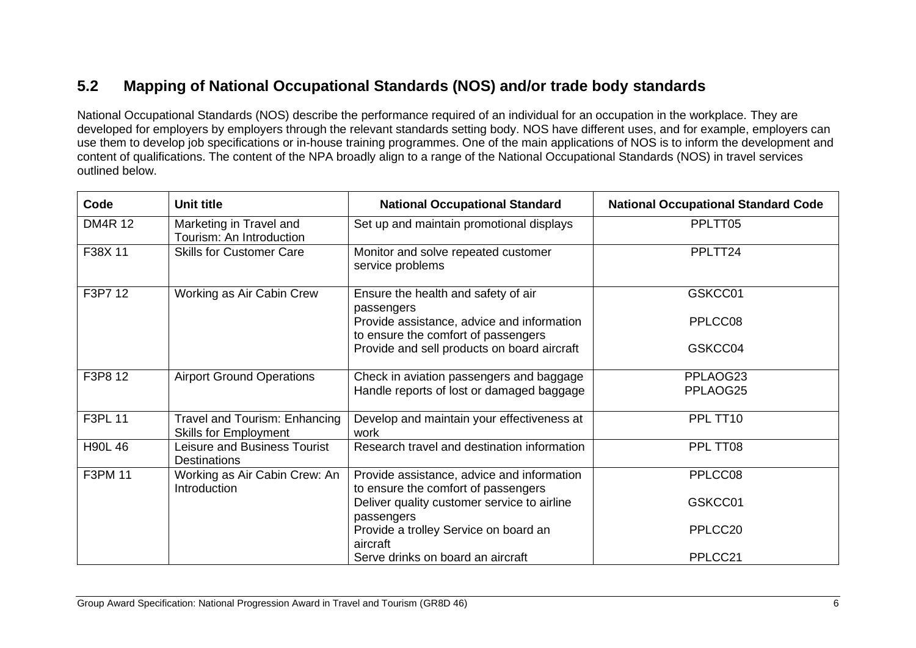## 5.2 Mapping of National Occupational Standards (NOS) and/or trade body standards

National Occupational Standards (NOS) describe the performance required of an individual for an occupation in the workplace. They are developed for employers by employers through the relevant standards setting body. NOS have different uses, and for example, employers can use them to develop job specifications or in-house training programmes. One of the main applications of NOS is to inform the development and content of qualifications. The content of the NPA broadly align to a range of the National Occupational Standards (NOS) in travel services outlined below.

| Code | Unit title | National Occupational Standard | National Occupational Standard Code |
|---|---|---|---|
| DM4R 12 | Marketing in Travel and Tourism: An Introduction | Set up and maintain promotional displays | PPLTT05 |
| F38X 11 | Skills for Customer Care | Monitor and solve repeated customer service problems | PPLTT24 |
| F3P7 12 | Working as Air Cabin Crew | Ensure the health and safety of air passengers<br>Provide assistance, advice and information to ensure the comfort of passengers<br>Provide and sell products on board aircraft | GSKCC01<br>PPLCC08<br>GSKCC04 |
| F3P8 12 | Airport Ground Operations | Check in aviation passengers and baggage<br>Handle reports of lost or damaged baggage | PPLAOG23<br>PPLAOG25 |
| F3PL 11 | Travel and Tourism: Enhancing Skills for Employment | Develop and maintain your effectiveness at work | PPL TT10 |
| H90L 46 | Leisure and Business Tourist Destinations | Research travel and destination information | PPL TT08 |
| F3PM 11 | Working as Air Cabin Crew: An Introduction | Provide assistance, advice and information to ensure the comfort of passengers<br>Deliver quality customer service to airline passengers<br>Provide a trolley Service on board an aircraft<br>Serve drinks on board an aircraft | PPLCC08<br>GSKCC01<br>PPLCC20<br>PPLCC21 |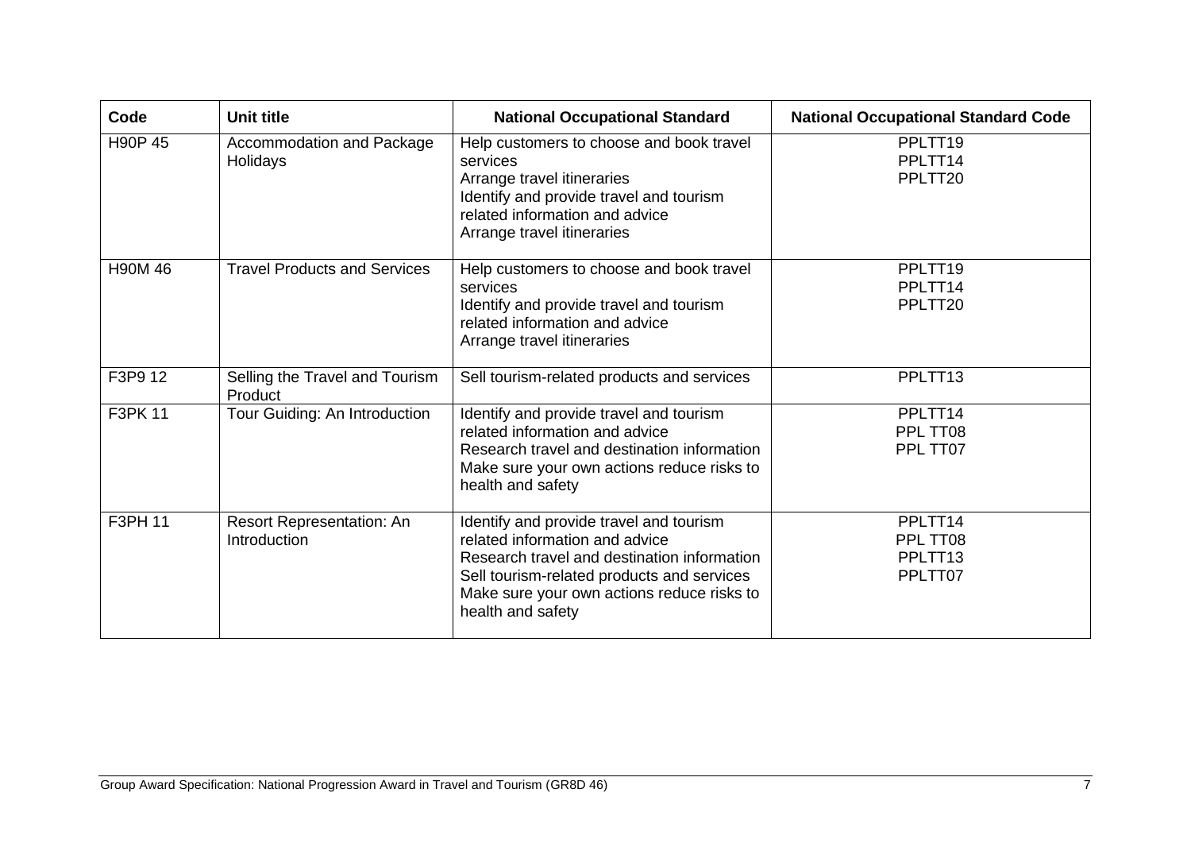| Code | Unit title | National Occupational Standard | National Occupational Standard Code |
|---|---|---|---|
| H90P 45 | Accommodation and Package Holidays | Help customers to choose and book travel services<br>Arrange travel itineraries<br>Identify and provide travel and tourism related information and advice<br>Arrange travel itineraries | PPLTT19<br>PPLTT14<br>PPLTT20 |
| H90M 46 | Travel Products and Services | Help customers to choose and book travel services<br>Identify and provide travel and tourism related information and advice<br>Arrange travel itineraries | PPLTT19<br>PPLTT14<br>PPLTT20 |
| F3P9 12 | Selling the Travel and Tourism Product | Sell tourism-related products and services | PPLTT13 |
| F3PK 11 | Tour Guiding: An Introduction | Identify and provide travel and tourism related information and advice<br>Research travel and destination information<br>Make sure your own actions reduce risks to health and safety | PPLTT14<br>PPL TT08<br>PPL TT07 |
| F3PH 11 | Resort Representation: An Introduction | Identify and provide travel and tourism related information and advice<br>Research travel and destination information<br>Sell tourism-related products and services<br>Make sure your own actions reduce risks to health and safety | PPLTT14<br>PPL TT08<br>PPLTT13<br>PPLTT07 |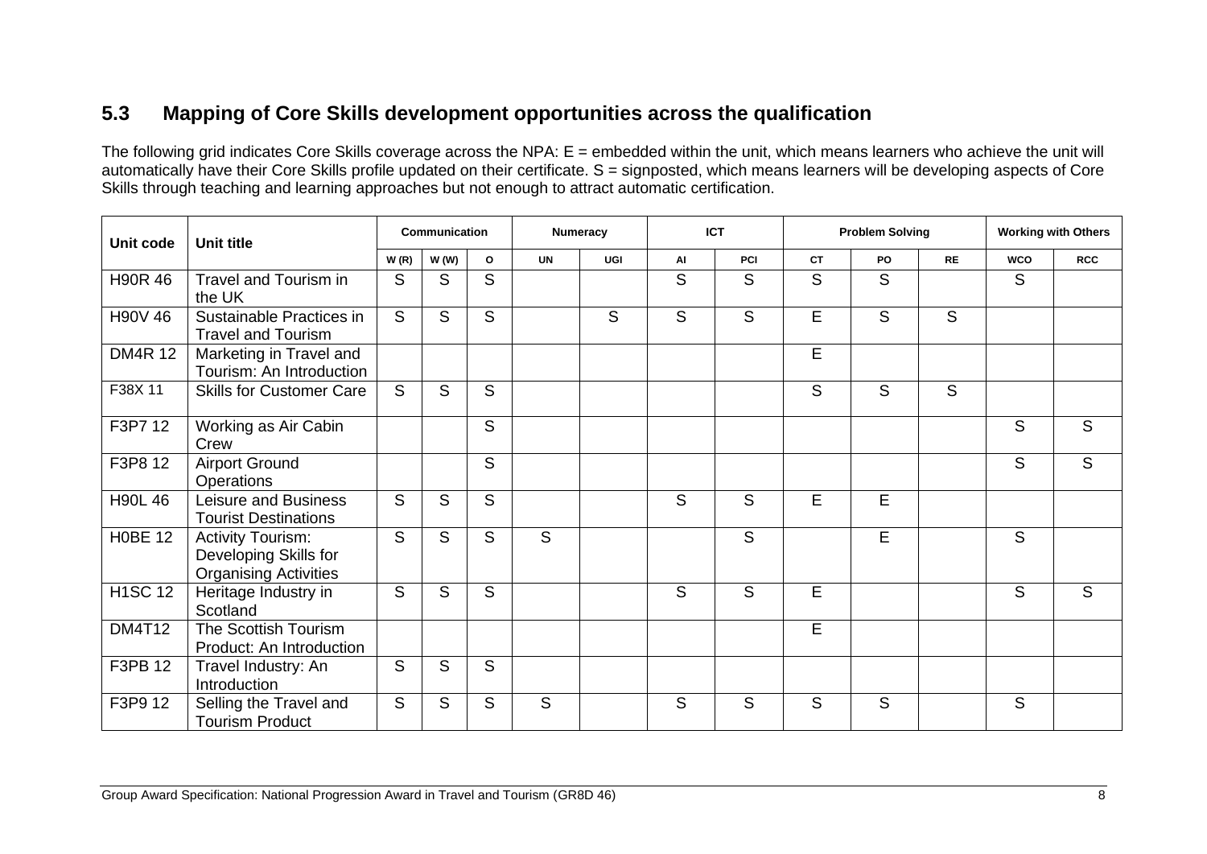## 5.3 Mapping of Core Skills development opportunities across the qualification

The following grid indicates Core Skills coverage across the NPA: E = embedded within the unit, which means learners who achieve the unit will automatically have their Core Skills profile updated on their certificate. S = signposted, which means learners will be developing aspects of Core Skills through teaching and learning approaches but not enough to attract automatic certification.

| Unit code | Unit title | Communication | | | Numeracy | | ICT | | Problem Solving | | | Working with Others | |
|---|---|---|---|---|---|---|---|---|---|---|---|---|---|
| | | W (R) | W (W) | O | UN | UGI | AI | PCI | CT | PO | RE | WCO | RCC |
| H90R 46 | Travel and Tourism in the UK | S | S | S | | | S | S | S | S | | S | |
| H90V 46 | Sustainable Practices in Travel and Tourism | S | S | S | | S | S | S | E | S | S | | |
| DM4R 12 | Marketing in Travel and Tourism: An Introduction | | | | | | | | E | | | | |
| F38X 11 | Skills for Customer Care | S | S | S | | | | | S | S | S | | |
| F3P7 12 | Working as Air Cabin Crew | | | S | | | | | | | | S | S |
| F3P8 12 | Airport Ground Operations | | | S | | | | | | | | S | S |
| H90L 46 | Leisure and Business Tourist Destinations | S | S | S | | | S | S | E | E | | | |
| H0BE 12 | Activity Tourism: Developing Skills for Organising Activities | S | S | S | S | | | S | | E | | S | |
| H1SC 12 | Heritage Industry in Scotland | S | S | S | | | S | S | E | | | S | S |
| DM4T12 | The Scottish Tourism Product: An Introduction | | | | | | | | E | | | | |
| F3PB 12 | Travel Industry: An Introduction | S | S | S | | | | | | | | | |
| F3P9 12 | Selling the Travel and Tourism Product | S | S | S | S | | S | S | S | S | | S | |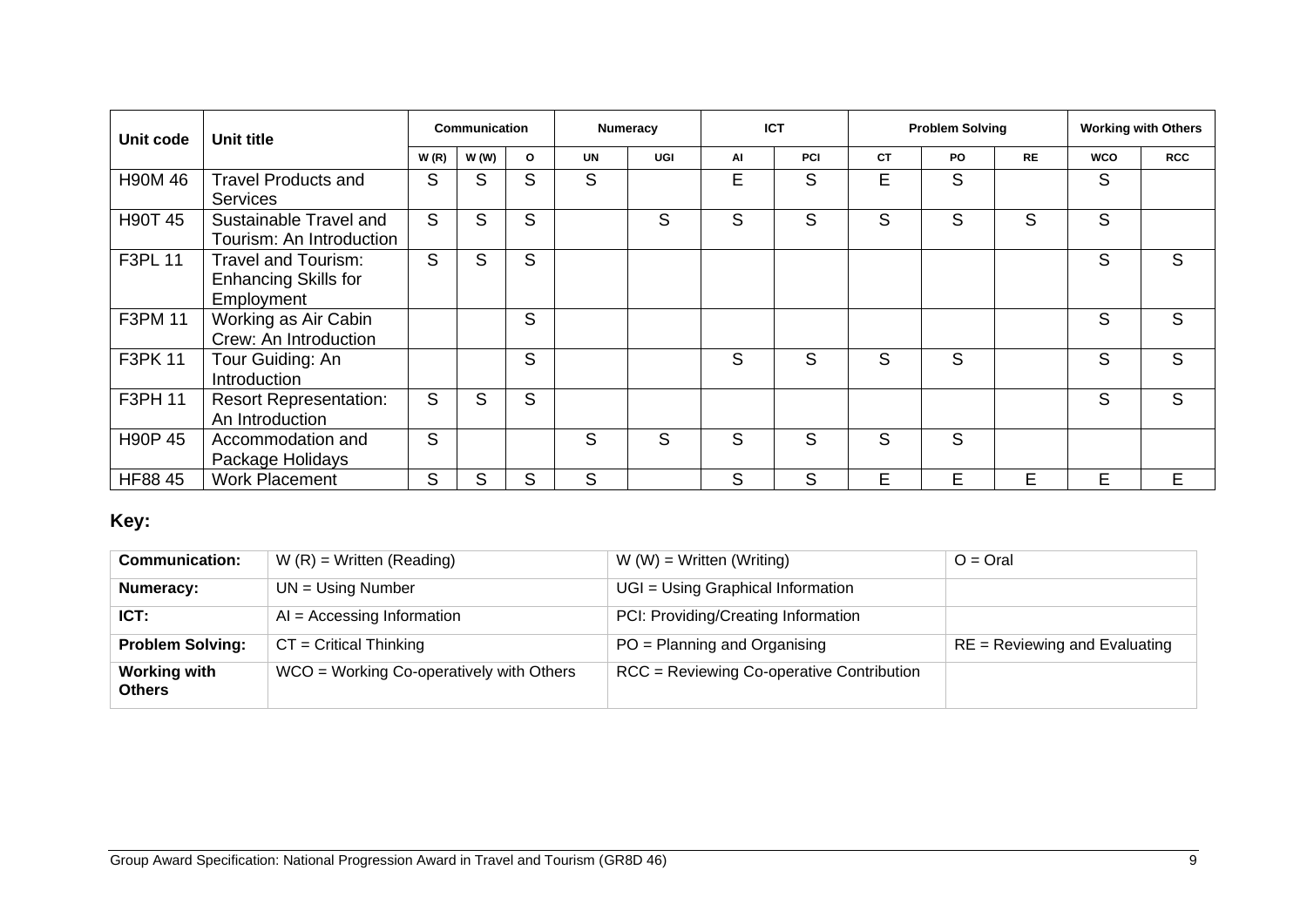| Unit code | Unit title | Communication | | | Numeracy | | ICT | | Problem Solving | | | Working with Others | |
|---|---|---|---|---|---|---|---|---|---|---|---|---|---|
| | | W (R) | W (W) | O | UN | UGI | AI | PCI | CT | PO | RE | WCO | RCC |
| H90M 46 | Travel Products and Services | S | S | S | S | | E | S | E | S | | S | |
| H90T 45 | Sustainable Travel and Tourism: An Introduction | S | S | S | | S | S | S | S | S | S | S | |
| F3PL 11 | Travel and Tourism: Enhancing Skills for Employment | S | S | S | | | | | | | | S | S |
| F3PM 11 | Working as Air Cabin Crew: An Introduction | | | S | | | | | | | | S | S |
| F3PK 11 | Tour Guiding: An Introduction | | | S | | | S | S | S | S | | S | S |
| F3PH 11 | Resort Representation: An Introduction | S | S | S | | | | | | | | S | S |
| H90P 45 | Accommodation and Package Holidays | S | | | S | S | S | S | S | S | | | |
| HF88 45 | Work Placement | S | S | S | S | | S | S | E | E | E | E | E |

## Key:

| **Communication:** | W (R) = Written (Reading) | W (W) = Written (Writing) | O = Oral |
|---|---|---|---|
| **Numeracy:** | UN = Using Number | UGI = Using Graphical Information | |
| **ICT:** | AI = Accessing Information | PCI: Providing/Creating Information | |
| **Problem Solving:** | CT = Critical Thinking | PO = Planning and Organising | RE = Reviewing and Evaluating |
| **Working with Others** | WCO = Working Co-operatively with Others | RCC = Reviewing Co-operative Contribution | |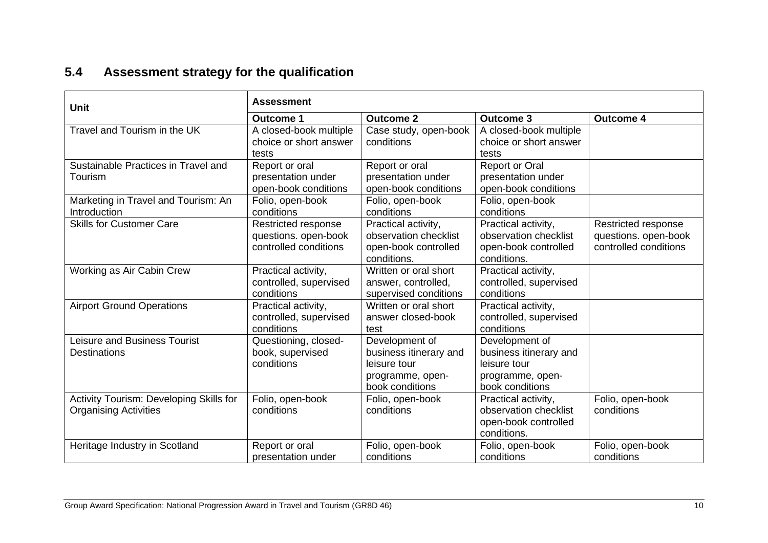## 5.4 Assessment strategy for the qualification

| Unit | Assessment | | | |
|---|---|---|---|---|
| | **Outcome 1** | **Outcome 2** | **Outcome 3** | **Outcome 4** |
| Travel and Tourism in the UK | A closed-book multiple choice or short answer tests | Case study, open-book conditions | A closed-book multiple choice or short answer tests | |
| Sustainable Practices in Travel and Tourism | Report or oral presentation under open-book conditions | Report or oral presentation under open-book conditions | Report or Oral presentation under open-book conditions | |
| Marketing in Travel and Tourism: An Introduction | Folio, open-book conditions | Folio, open-book conditions | Folio, open-book conditions | |
| Skills for Customer Care | Restricted response questions. open-book controlled conditions | Practical activity, observation checklist open-book controlled conditions. | Practical activity, observation checklist open-book controlled conditions. | Restricted response questions. open-book controlled conditions |
| Working as Air Cabin Crew | Practical activity, controlled, supervised conditions | Written or oral short answer, controlled, supervised conditions | Practical activity, controlled, supervised conditions | |
| Airport Ground Operations | Practical activity, controlled, supervised conditions | Written or oral short answer closed-book test | Practical activity, controlled, supervised conditions | |
| Leisure and Business Tourist Destinations | Questioning, closed-book, supervised conditions | Development of business itinerary and leisure tour programme, open-book conditions | Development of business itinerary and leisure tour programme, open-book conditions | |
| Activity Tourism: Developing Skills for Organising Activities | Folio, open-book conditions | Folio, open-book conditions | Practical activity, observation checklist open-book controlled conditions. | Folio, open-book conditions |
| Heritage Industry in Scotland | Report or oral presentation under | Folio, open-book conditions | Folio, open-book conditions | Folio, open-book conditions |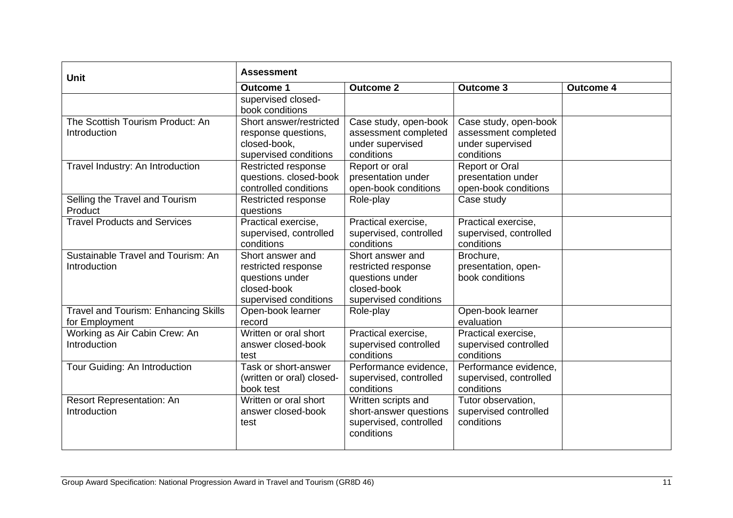| Unit | Assessment | | | |
|---|---|---|---|---|
| | Outcome 1 | Outcome 2 | Outcome 3 | Outcome 4 |
| | supervised closed-book conditions | | | |
| The Scottish Tourism Product: An Introduction | Short answer/restricted response questions, closed-book, supervised conditions | Case study, open-book assessment completed under supervised conditions | Case study, open-book assessment completed under supervised conditions | |
| Travel Industry: An Introduction | Restricted response questions. closed-book controlled conditions | Report or oral presentation under open-book conditions | Report or Oral presentation under open-book conditions | |
| Selling the Travel and Tourism Product | Restricted response questions | Role-play | Case study | |
| Travel Products and Services | Practical exercise, supervised, controlled conditions | Practical exercise, supervised, controlled conditions | Practical exercise, supervised, controlled conditions | |
| Sustainable Travel and Tourism: An Introduction | Short answer and restricted response questions under closed-book supervised conditions | Short answer and restricted response questions under closed-book supervised conditions | Brochure, presentation, open-book conditions | |
| Travel and Tourism: Enhancing Skills for Employment | Open-book learner record | Role-play | Open-book learner evaluation | |
| Working as Air Cabin Crew: An Introduction | Written or oral short answer closed-book test | Practical exercise, supervised controlled conditions | Practical exercise, supervised controlled conditions | |
| Tour Guiding: An Introduction | Task or short-answer (written or oral) closed-book test | Performance evidence, supervised, controlled conditions | Performance evidence, supervised, controlled conditions | |
| Resort Representation: An Introduction | Written or oral short answer closed-book test | Written scripts and short-answer questions supervised, controlled conditions | Tutor observation, supervised controlled conditions | |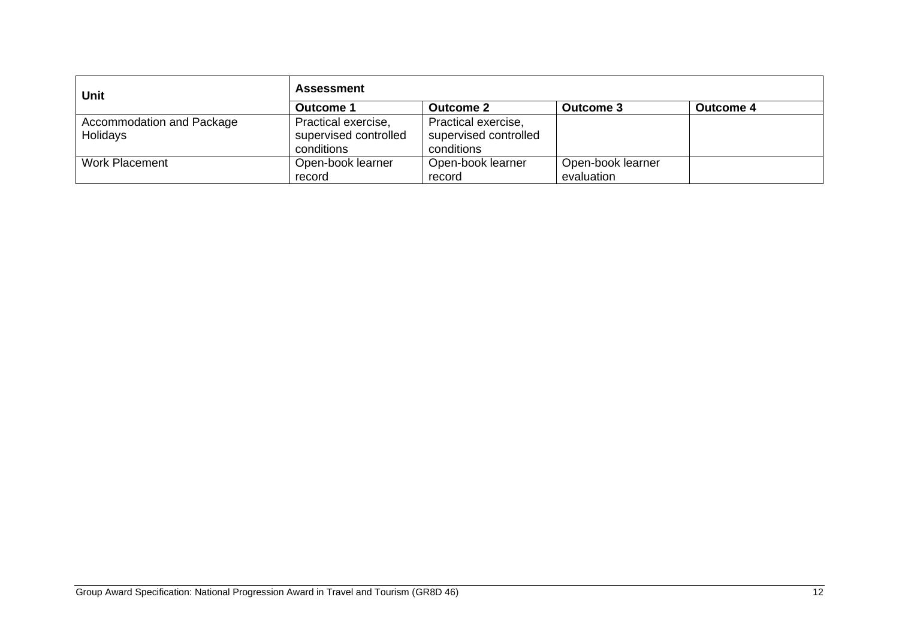| Unit | Assessment | | | |
|---|---|---|---|---|
| | **Outcome 1** | **Outcome 2** | **Outcome 3** | **Outcome 4** |
| Accommodation and Package Holidays | Practical exercise, supervised controlled conditions | Practical exercise, supervised controlled conditions | | |
| Work Placement | Open-book learner record | Open-book learner record | Open-book learner evaluation | |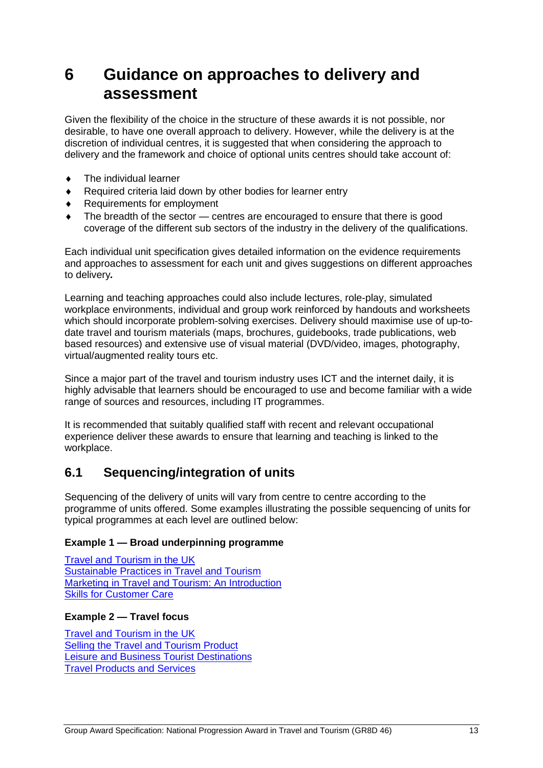# 6 Guidance on approaches to delivery and assessment

Given the flexibility of the choice in the structure of these awards it is not possible, nor desirable, to have one overall approach to delivery. However, while the delivery is at the discretion of individual centres, it is suggested that when considering the approach to delivery and the framework and choice of optional units centres should take account of:

- The individual learner
- Required criteria laid down by other bodies for learner entry
- Requirements for employment
- The breadth of the sector — centres are encouraged to ensure that there is good coverage of the different sub sectors of the industry in the delivery of the qualifications.

Each individual unit specification gives detailed information on the evidence requirements and approaches to assessment for each unit and gives suggestions on different approaches to delivery***.***

Learning and teaching approaches could also include lectures, role-play, simulated workplace environments, individual and group work reinforced by handouts and worksheets which should incorporate problem-solving exercises. Delivery should maximise use of up-to-date travel and tourism materials (maps, brochures, guidebooks, trade publications, web based resources) and extensive use of visual material (DVD/video, images, photography, virtual/augmented reality tours etc.

Since a major part of the travel and tourism industry uses ICT and the internet daily, it is highly advisable that learners should be encouraged to use and become familiar with a wide range of sources and resources, including IT programmes.

It is recommended that suitably qualified staff with recent and relevant occupational experience deliver these awards to ensure that learning and teaching is linked to the workplace.

## 6.1 Sequencing/integration of units

Sequencing of the delivery of units will vary from centre to centre according to the programme of units offered. Some examples illustrating the possible sequencing of units for typical programmes at each level are outlined below:

**Example 1 — Broad underpinning programme**

Travel and Tourism in the UK
Sustainable Practices in Travel and Tourism
Marketing in Travel and Tourism: An Introduction
Skills for Customer Care

**Example 2 — Travel focus**

Travel and Tourism in the UK
Selling the Travel and Tourism Product
Leisure and Business Tourist Destinations
Travel Products and Services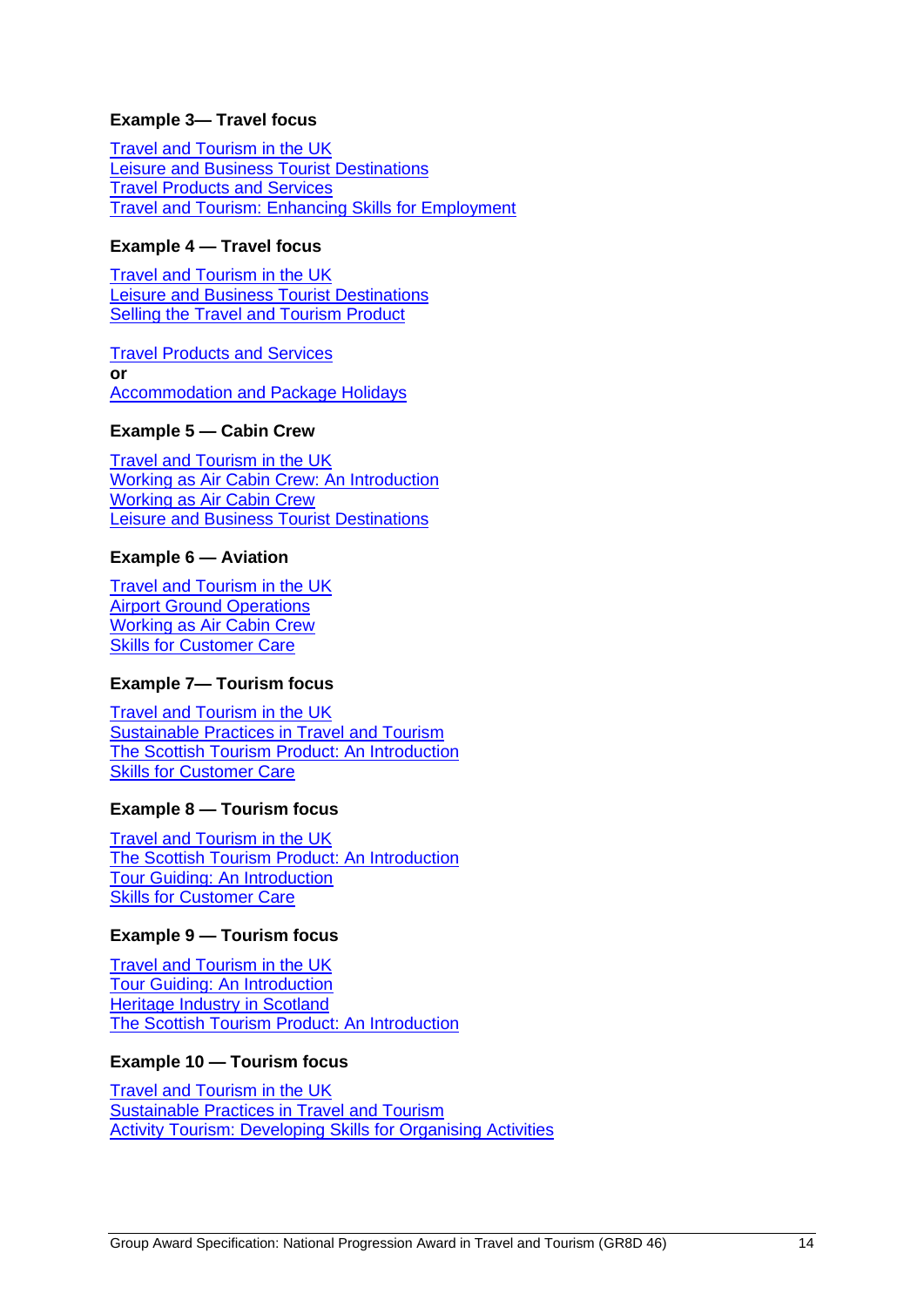**Example 3— Travel focus**

Travel and Tourism in the UK
Leisure and Business Tourist Destinations
Travel Products and Services
Travel and Tourism: Enhancing Skills for Employment

**Example 4 — Travel focus**

Travel and Tourism in the UK
Leisure and Business Tourist Destinations
Selling the Travel and Tourism Product

Travel Products and Services
**or**
Accommodation and Package Holidays

**Example 5 — Cabin Crew**

Travel and Tourism in the UK
Working as Air Cabin Crew: An Introduction
Working as Air Cabin Crew
Leisure and Business Tourist Destinations

**Example 6 — Aviation**

Travel and Tourism in the UK
Airport Ground Operations
Working as Air Cabin Crew
Skills for Customer Care

**Example 7— Tourism focus**

Travel and Tourism in the UK
Sustainable Practices in Travel and Tourism
The Scottish Tourism Product: An Introduction
Skills for Customer Care

**Example 8 — Tourism focus**

Travel and Tourism in the UK
The Scottish Tourism Product: An Introduction
Tour Guiding: An Introduction
Skills for Customer Care

**Example 9 — Tourism focus**

Travel and Tourism in the UK
Tour Guiding: An Introduction
Heritage Industry in Scotland
The Scottish Tourism Product: An Introduction

**Example 10 — Tourism focus**

Travel and Tourism in the UK
Sustainable Practices in Travel and Tourism
Activity Tourism: Developing Skills for Organising Activities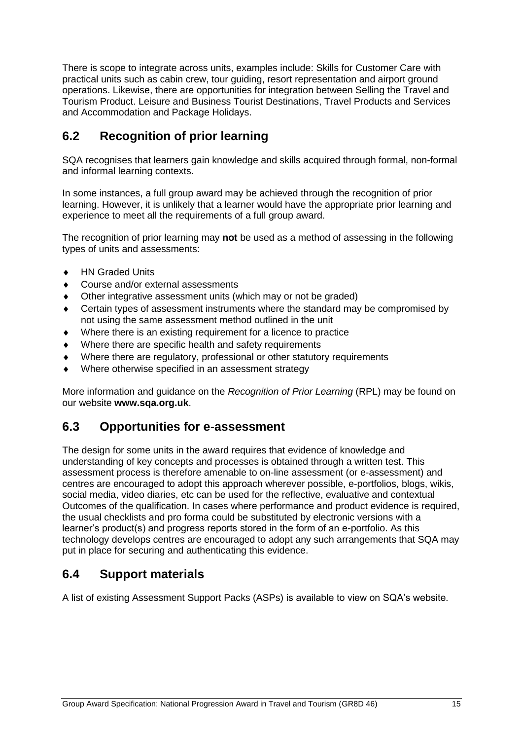There is scope to integrate across units, examples include: Skills for Customer Care with practical units such as cabin crew, tour guiding, resort representation and airport ground operations. Likewise, there are opportunities for integration between Selling the Travel and Tourism Product. Leisure and Business Tourist Destinations, Travel Products and Services and Accommodation and Package Holidays.

## 6.2 Recognition of prior learning

SQA recognises that learners gain knowledge and skills acquired through formal, non-formal and informal learning contexts.

In some instances, a full group award may be achieved through the recognition of prior learning. However, it is unlikely that a learner would have the appropriate prior learning and experience to meet all the requirements of a full group award.

The recognition of prior learning may **not** be used as a method of assessing in the following types of units and assessments:

- HN Graded Units
- Course and/or external assessments
- Other integrative assessment units (which may or not be graded)
- Certain types of assessment instruments where the standard may be compromised by not using the same assessment method outlined in the unit
- Where there is an existing requirement for a licence to practice
- Where there are specific health and safety requirements
- Where there are regulatory, professional or other statutory requirements
- Where otherwise specified in an assessment strategy

More information and guidance on the *Recognition of Prior Learning* (RPL) may be found on our website **www.sqa.org.uk**.

## 6.3 Opportunities for e-assessment

The design for some units in the award requires that evidence of knowledge and understanding of key concepts and processes is obtained through a written test. This assessment process is therefore amenable to on-line assessment (or e-assessment) and centres are encouraged to adopt this approach wherever possible, e-portfolios, blogs, wikis, social media, video diaries, etc can be used for the reflective, evaluative and contextual Outcomes of the qualification. In cases where performance and product evidence is required, the usual checklists and pro forma could be substituted by electronic versions with a learner's product(s) and progress reports stored in the form of an e-portfolio. As this technology develops centres are encouraged to adopt any such arrangements that SQA may put in place for securing and authenticating this evidence.

## 6.4 Support materials

A list of existing Assessment Support Packs (ASPs) is available to view on SQA's website.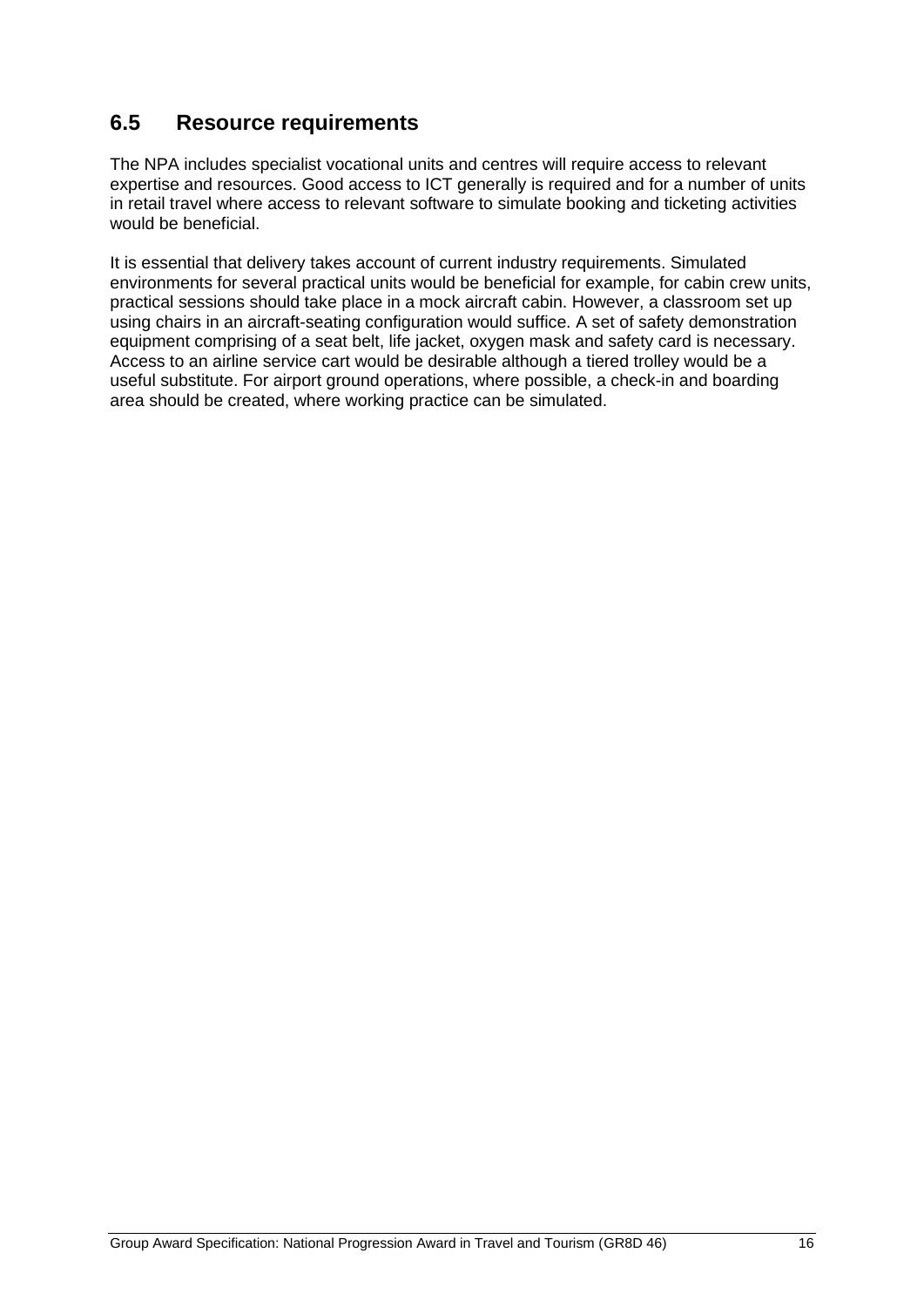## 6.5 Resource requirements

The NPA includes specialist vocational units and centres will require access to relevant expertise and resources. Good access to ICT generally is required and for a number of units in retail travel where access to relevant software to simulate booking and ticketing activities would be beneficial.

It is essential that delivery takes account of current industry requirements. Simulated environments for several practical units would be beneficial for example, for cabin crew units, practical sessions should take place in a mock aircraft cabin. However, a classroom set up using chairs in an aircraft-seating configuration would suffice. A set of safety demonstration equipment comprising of a seat belt, life jacket, oxygen mask and safety card is necessary. Access to an airline service cart would be desirable although a tiered trolley would be a useful substitute. For airport ground operations, where possible, a check-in and boarding area should be created, where working practice can be simulated.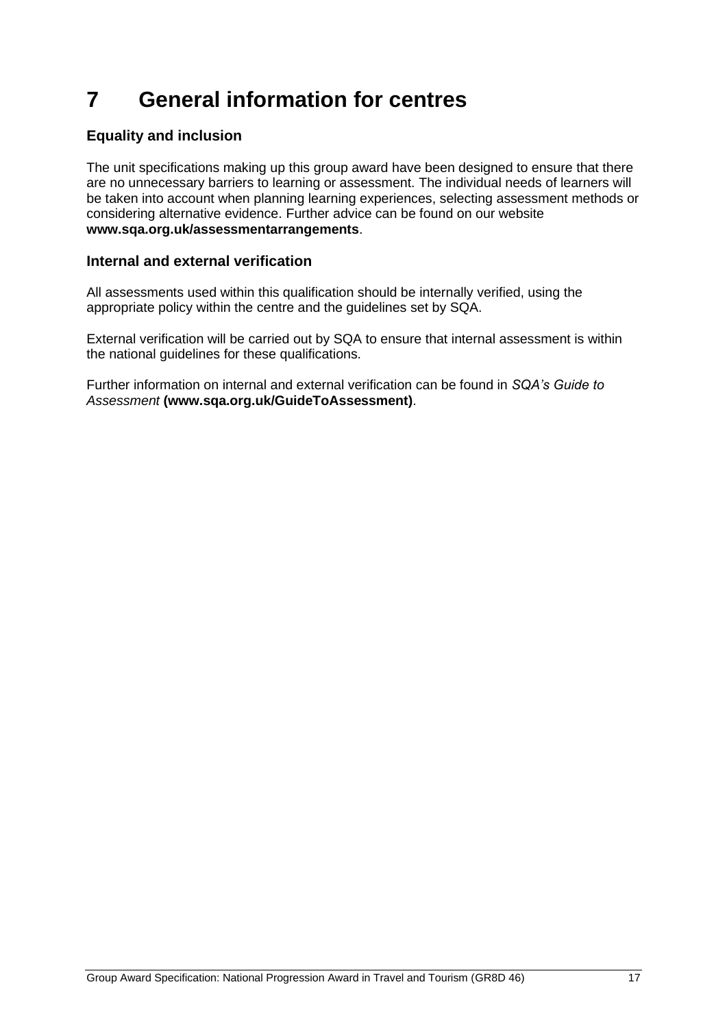# 7 General information for centres

## Equality and inclusion

The unit specifications making up this group award have been designed to ensure that there are no unnecessary barriers to learning or assessment. The individual needs of learners will be taken into account when planning learning experiences, selecting assessment methods or considering alternative evidence. Further advice can be found on our website **www.sqa.org.uk/assessmentarrangements**.

## Internal and external verification

All assessments used within this qualification should be internally verified, using the appropriate policy within the centre and the guidelines set by SQA.

External verification will be carried out by SQA to ensure that internal assessment is within the national guidelines for these qualifications.

Further information on internal and external verification can be found in *SQA's Guide to Assessment* **(www.sqa.org.uk/GuideToAssessment)**.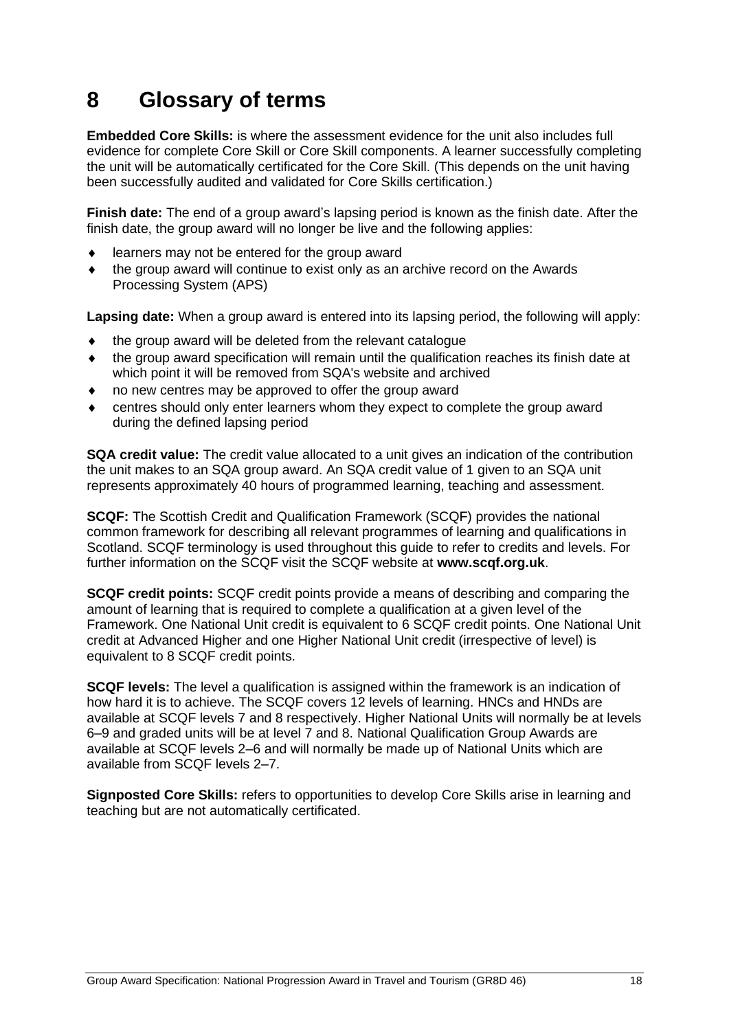# 8 Glossary of terms

**Embedded Core Skills:** is where the assessment evidence for the unit also includes full evidence for complete Core Skill or Core Skill components. A learner successfully completing the unit will be automatically certificated for the Core Skill. (This depends on the unit having been successfully audited and validated for Core Skills certification.)

**Finish date:** The end of a group award's lapsing period is known as the finish date. After the finish date, the group award will no longer be live and the following applies:

- learners may not be entered for the group award
- the group award will continue to exist only as an archive record on the Awards Processing System (APS)

**Lapsing date:** When a group award is entered into its lapsing period, the following will apply:

- the group award will be deleted from the relevant catalogue
- the group award specification will remain until the qualification reaches its finish date at which point it will be removed from SQA's website and archived
- no new centres may be approved to offer the group award
- centres should only enter learners whom they expect to complete the group award during the defined lapsing period

**SQA credit value:** The credit value allocated to a unit gives an indication of the contribution the unit makes to an SQA group award. An SQA credit value of 1 given to an SQA unit represents approximately 40 hours of programmed learning, teaching and assessment.

**SCQF:** The Scottish Credit and Qualification Framework (SCQF) provides the national common framework for describing all relevant programmes of learning and qualifications in Scotland. SCQF terminology is used throughout this guide to refer to credits and levels. For further information on the SCQF visit the SCQF website at **www.scqf.org.uk**.

**SCQF credit points:** SCQF credit points provide a means of describing and comparing the amount of learning that is required to complete a qualification at a given level of the Framework. One National Unit credit is equivalent to 6 SCQF credit points. One National Unit credit at Advanced Higher and one Higher National Unit credit (irrespective of level) is equivalent to 8 SCQF credit points.

**SCQF levels:** The level a qualification is assigned within the framework is an indication of how hard it is to achieve. The SCQF covers 12 levels of learning. HNCs and HNDs are available at SCQF levels 7 and 8 respectively. Higher National Units will normally be at levels 6–9 and graded units will be at level 7 and 8. National Qualification Group Awards are available at SCQF levels 2–6 and will normally be made up of National Units which are available from SCQF levels 2–7.

**Signposted Core Skills:** refers to opportunities to develop Core Skills arise in learning and teaching but are not automatically certificated.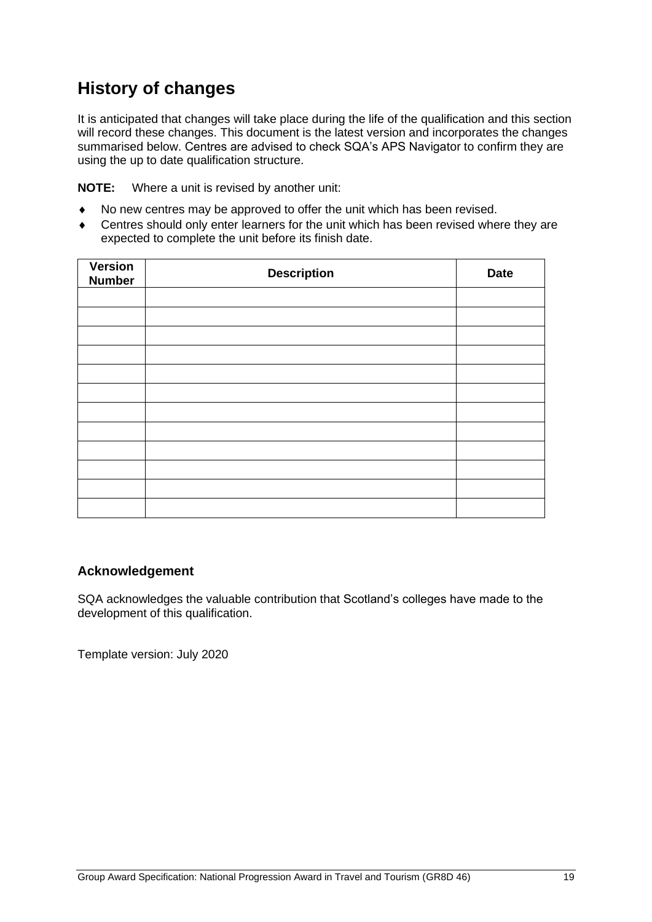## History of changes

It is anticipated that changes will take place during the life of the qualification and this section will record these changes. This document is the latest version and incorporates the changes summarised below. Centres are advised to check SQA's APS Navigator to confirm they are using the up to date qualification structure.

**NOTE:** Where a unit is revised by another unit:

- No new centres may be approved to offer the unit which has been revised.
- Centres should only enter learners for the unit which has been revised where they are expected to complete the unit before its finish date.

| Version Number | Description | Date |
|---|---|---|
| | | |
| | | |
| | | |
| | | |
| | | |
| | | |
| | | |
| | | |
| | | |
| | | |
| | | |
| | | |

### Acknowledgement

SQA acknowledges the valuable contribution that Scotland's colleges have made to the development of this qualification.

Template version: July 2020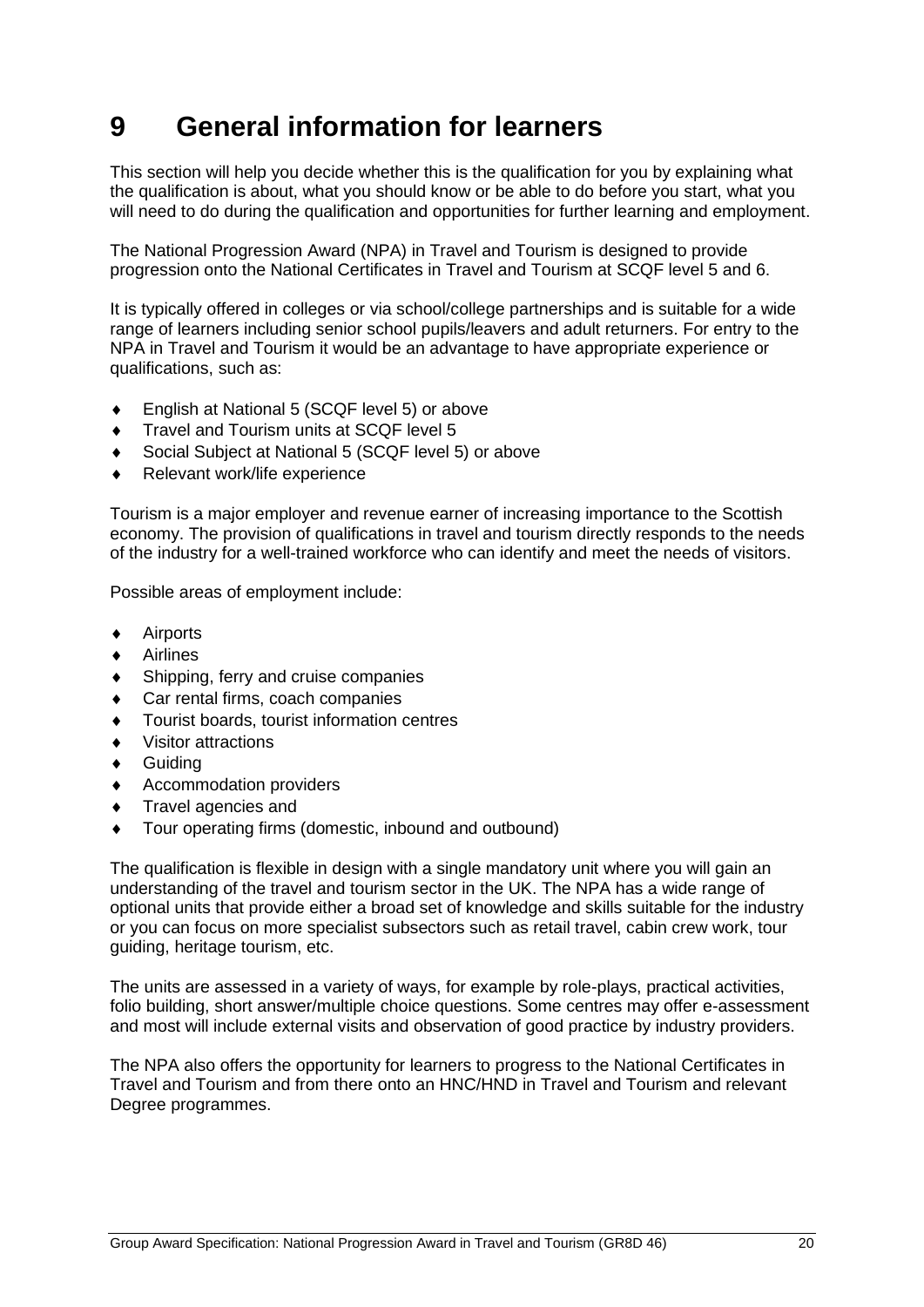# 9 General information for learners

This section will help you decide whether this is the qualification for you by explaining what the qualification is about, what you should know or be able to do before you start, what you will need to do during the qualification and opportunities for further learning and employment.

The National Progression Award (NPA) in Travel and Tourism is designed to provide progression onto the National Certificates in Travel and Tourism at SCQF level 5 and 6.

It is typically offered in colleges or via school/college partnerships and is suitable for a wide range of learners including senior school pupils/leavers and adult returners. For entry to the NPA in Travel and Tourism it would be an advantage to have appropriate experience or qualifications, such as:

- English at National 5 (SCQF level 5) or above
- Travel and Tourism units at SCQF level 5
- Social Subject at National 5 (SCQF level 5) or above
- Relevant work/life experience

Tourism is a major employer and revenue earner of increasing importance to the Scottish economy. The provision of qualifications in travel and tourism directly responds to the needs of the industry for a well-trained workforce who can identify and meet the needs of visitors.

Possible areas of employment include:

- Airports
- Airlines
- Shipping, ferry and cruise companies
- Car rental firms, coach companies
- Tourist boards, tourist information centres
- Visitor attractions
- Guiding
- Accommodation providers
- Travel agencies and
- Tour operating firms (domestic, inbound and outbound)

The qualification is flexible in design with a single mandatory unit where you will gain an understanding of the travel and tourism sector in the UK. The NPA has a wide range of optional units that provide either a broad set of knowledge and skills suitable for the industry or you can focus on more specialist subsectors such as retail travel, cabin crew work, tour guiding, heritage tourism, etc.

The units are assessed in a variety of ways, for example by role-plays, practical activities, folio building, short answer/multiple choice questions. Some centres may offer e-assessment and most will include external visits and observation of good practice by industry providers.

The NPA also offers the opportunity for learners to progress to the National Certificates in Travel and Tourism and from there onto an HNC/HND in Travel and Tourism and relevant Degree programmes.